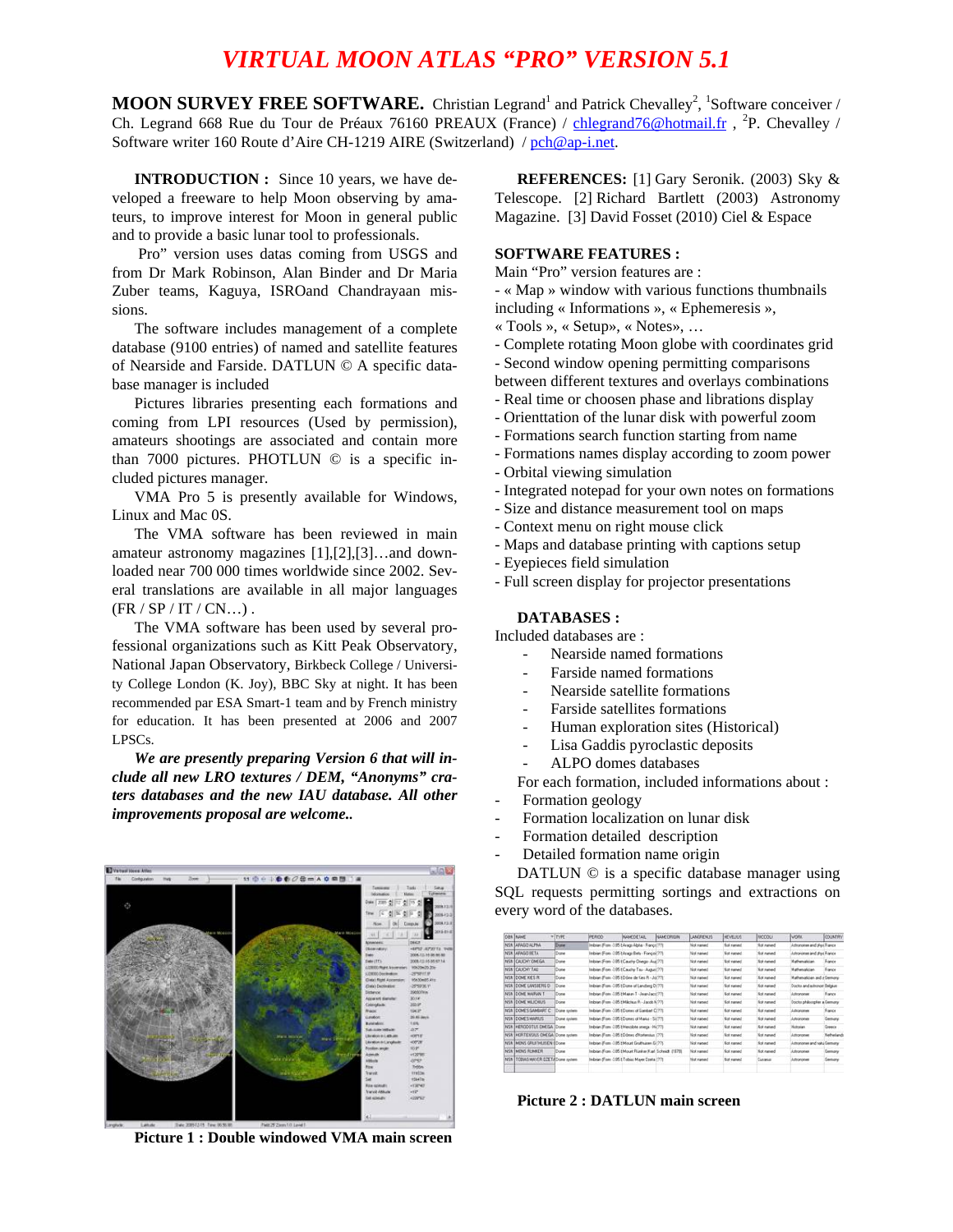# VIRTUAL MOON ATLAS "PRO" VERSION 5.1

**MOON SURVEY FREE SOFTWARE.** Christian Legrand[1] and Patrick Chevalley[2], [1]Software conceiver / Ch. Legrand 668 Rue du Tour de Préaux 76160 PREAUX (France) / chlegrand76@hotmail.fr , [2]P. Chevalley / Software writer 160 Route d'Aire CH-1219 AIRE (Switzerland) / pch@ap-i.net.

**INTRODUCTION :** Since 10 years, we have developed a freeware to help Moon observing by amateurs, to improve interest for Moon in general public and to provide a basic lunar tool to professionals.

Pro" version uses datas coming from USGS and from Dr Mark Robinson, Alan Binder and Dr Maria Zuber teams, Kaguya, ISROand Chandrayaan missions.

The software includes management of a complete database (9100 entries) of named and satellite features of Nearside and Farside. DATLUN © A specific database manager is included

Pictures libraries presenting each formations and coming from LPI resources (Used by permission), amateurs shootings are associated and contain more than 7000 pictures. PHOTLUN © is a specific included pictures manager.

VMA Pro 5 is presently available for Windows, Linux and Mac 0S.

The VMA software has been reviewed in main amateur astronomy magazines [1],[2],[3]…and downloaded near 700 000 times worldwide since 2002. Several translations are available in all major languages (FR / SP / IT / CN…) .

The VMA software has been used by several professional organizations such as Kitt Peak Observatory, National Japan Observatory, Birkbeck College / University College London (K. Joy), BBC Sky at night. It has been recommended par ESA Smart-1 team and by French ministry for education. It has been presented at 2006 and 2007 LPSCs.

***We are presently preparing Version 6 that will include all new LRO textures / DEM, "Anonyms" craters databases and the new IAU database. All other improvements proposal are welcome..***

**Picture 1 : Double windowed VMA main screen**

**REFERENCES:** [1] Gary Seronik. (2003) Sky & Telescope. [2] Richard Bartlett (2003) Astronomy Magazine. [3] David Fosset (2010) Ciel & Espace

**SOFTWARE FEATURES :**

Main "Pro" version features are :

- « Map » window with various functions thumbnails including « Informations », « Ephemeresis », « Tools », « Setup», « Notes», …
- Complete rotating Moon globe with coordinates grid
- Second window opening permitting comparisons between different textures and overlays combinations
- Real time or choosen phase and librations display
- Orienttation of the lunar disk with powerful zoom
- Formations search function starting from name
- Formations names display according to zoom power
- Orbital viewing simulation
- Integrated notepad for your own notes on formations
- Size and distance measurement tool on maps
- Context menu on right mouse click
- Maps and database printing with captions setup
- Eyepieces field simulation
- Full screen display for projector presentations

**DATABASES :**

Included databases are :

- Nearside named formations
- Farside named formations
- Nearside satellite formations
- Farside satellites formations
- Human exploration sites (Historical)
- Lisa Gaddis pyroclastic deposits
- ALPO domes databases

For each formation, included informations about :

- Formation geology
- Formation localization on lunar disk
- Formation detailed description
- Detailed formation name origin

DATLUN © is a specific database manager using SQL requests permitting sortings and extractions on every word of the databases.

**Picture 2 : DATLUN main screen**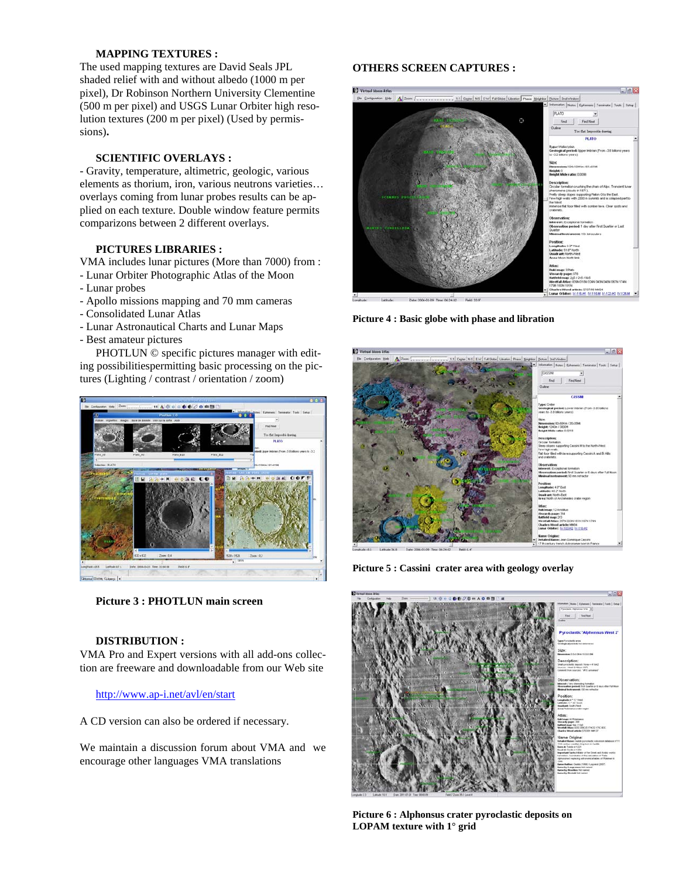### MAPPING TEXTURES :

The used mapping textures are David Seals JPL shaded relief with and without albedo (1000 m per pixel), Dr Robinson Northern University Clementine (500 m per pixel) and USGS Lunar Orbiter high resolution textures (200 m per pixel) (Used by permissions).

### SCIENTIFIC OVERLAYS :

- Gravity, temperature, altimetric, geologic, various elements as thorium, iron, various neutrons varieties… overlays coming from lunar probes results can be applied on each texture. Double window feature permits comparizons between 2 different overlays.

### PICTURES LIBRARIES :

VMA includes lunar pictures (More than 7000) from :

- Lunar Orbiter Photographic Atlas of the Moon
- Lunar probes
- Apollo missions mapping and 70 mm cameras
- Consolidated Lunar Atlas
- Lunar Astronautical Charts and Lunar Maps
- Best amateur pictures

PHOTLUN © specific pictures manager with editing possibilitiespermitting basic processing on the pictures (Lighting / contrast / orientation / zoom)

**Picture 3 : PHOTLUN main screen**

### DISTRIBUTION :

VMA Pro and Expert versions with all add-ons collection are freeware and downloadable from our Web site

http://www.ap-i.net/avl/en/start

A CD version can also be ordered if necessary.

We maintain a discussion forum about VMA and we encourage other languages VMA translations

### OTHERS SCREEN CAPTURES :

**Picture 4 : Basic globe with phase and libration**

**Picture 5 : Cassini crater area with geology overlay**

**Picture 6 : Alphonsus crater pyroclastic deposits on LOPAM texture with 1° grid**